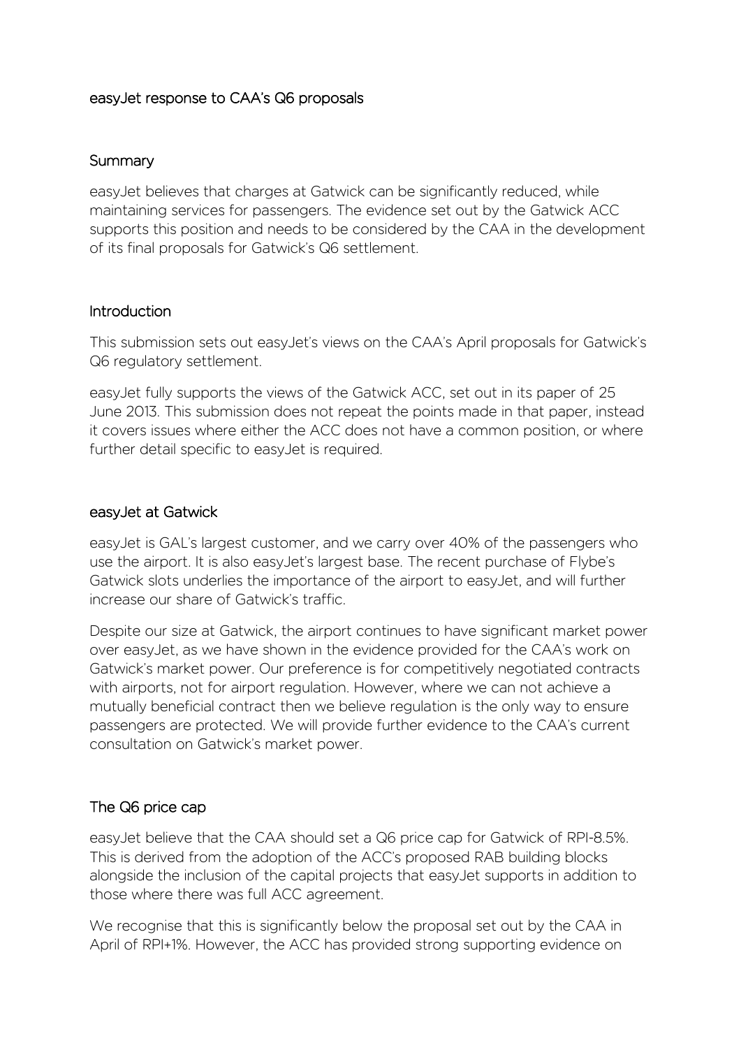# easyJet response to CAA's Q6 proposals

## Summary

easyJet believes that charges at Gatwick can be significantly reduced, while maintaining services for passengers. The evidence set out by the Gatwick ACC supports this position and needs to be considered by the CAA in the development of its final proposals for Gatwick's Q6 settlement.

## Introduction

This submission sets out easyJet's views on the CAA's April proposals for Gatwick's Q6 regulatory settlement.

easyJet fully supports the views of the Gatwick ACC, set out in its paper of 25 June 2013. This submission does not repeat the points made in that paper, instead it covers issues where either the ACC does not have a common position, or where further detail specific to easyJet is required.

## easyJet at Gatwick

easyJet is GAL's largest customer, and we carry over 40% of the passengers who use the airport. It is also easyJet's largest base. The recent purchase of Flybe's Gatwick slots underlies the importance of the airport to easyJet, and will further increase our share of Gatwick's traffic.

Despite our size at Gatwick, the airport continues to have significant market power over easyJet, as we have shown in the evidence provided for the CAA's work on Gatwick's market power. Our preference is for competitively negotiated contracts with airports, not for airport regulation. However, where we can not achieve a mutually beneficial contract then we believe regulation is the only way to ensure passengers are protected. We will provide further evidence to the CAA's current consultation on Gatwick's market power.

## The Q6 price cap

easyJet believe that the CAA should set a Q6 price cap for Gatwick of RPI-8.5%. This is derived from the adoption of the ACC's proposed RAB building blocks alongside the inclusion of the capital projects that easyJet supports in addition to those where there was full ACC agreement.

We recognise that this is significantly below the proposal set out by the CAA in April of RPI+1%. However, the ACC has provided strong supporting evidence on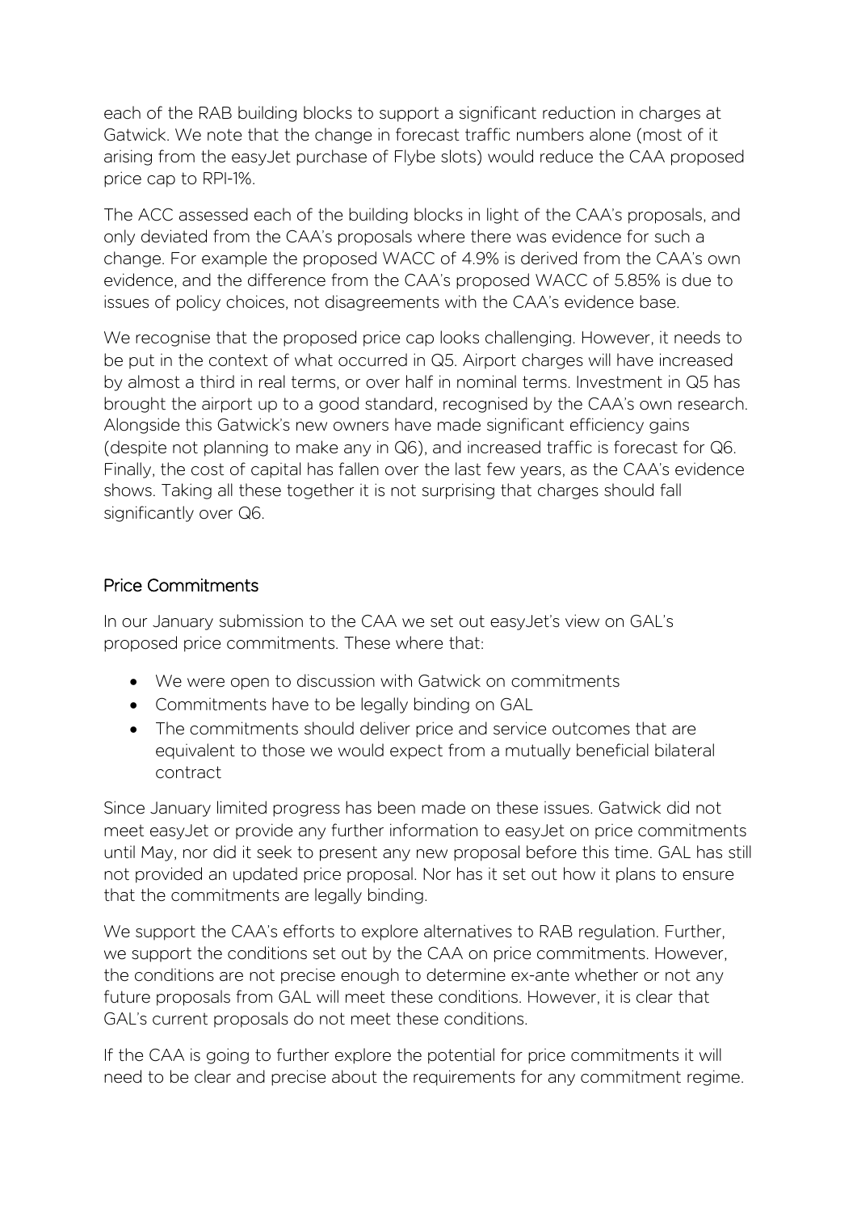each of the RAB building blocks to support a significant reduction in charges at Gatwick. We note that the change in forecast traffic numbers alone (most of it arising from the easyJet purchase of Flybe slots) would reduce the CAA proposed price cap to RPI-1%.

The ACC assessed each of the building blocks in light of the CAA's proposals, and only deviated from the CAA's proposals where there was evidence for such a change. For example the proposed WACC of 4.9% is derived from the CAA's own evidence, and the difference from the CAA's proposed WACC of 5.85% is due to issues of policy choices, not disagreements with the CAA's evidence base.

We recognise that the proposed price cap looks challenging. However, it needs to be put in the context of what occurred in Q5. Airport charges will have increased by almost a third in real terms, or over half in nominal terms. Investment in Q5 has brought the airport up to a good standard, recognised by the CAA's own research. Alongside this Gatwick's new owners have made significant efficiency gains (despite not planning to make any in Q6), and increased traffic is forecast for Q6. Finally, the cost of capital has fallen over the last few years, as the CAA's evidence shows. Taking all these together it is not surprising that charges should fall significantly over Q6.

## Price Commitments

In our January submission to the CAA we set out easyJet's view on GAL's proposed price commitments. These where that:

- We were open to discussion with Gatwick on commitments
- Commitments have to be legally binding on GAL
- The commitments should deliver price and service outcomes that are equivalent to those we would expect from a mutually beneficial bilateral contract

Since January limited progress has been made on these issues. Gatwick did not meet easyJet or provide any further information to easyJet on price commitments until May, nor did it seek to present any new proposal before this time. GAL has still not provided an updated price proposal. Nor has it set out how it plans to ensure that the commitments are legally binding.

We support the CAA's efforts to explore alternatives to RAB regulation. Further, we support the conditions set out by the CAA on price commitments. However, the conditions are not precise enough to determine ex-ante whether or not any future proposals from GAL will meet these conditions. However, it is clear that GAL's current proposals do not meet these conditions.

If the CAA is going to further explore the potential for price commitments it will need to be clear and precise about the requirements for any commitment regime.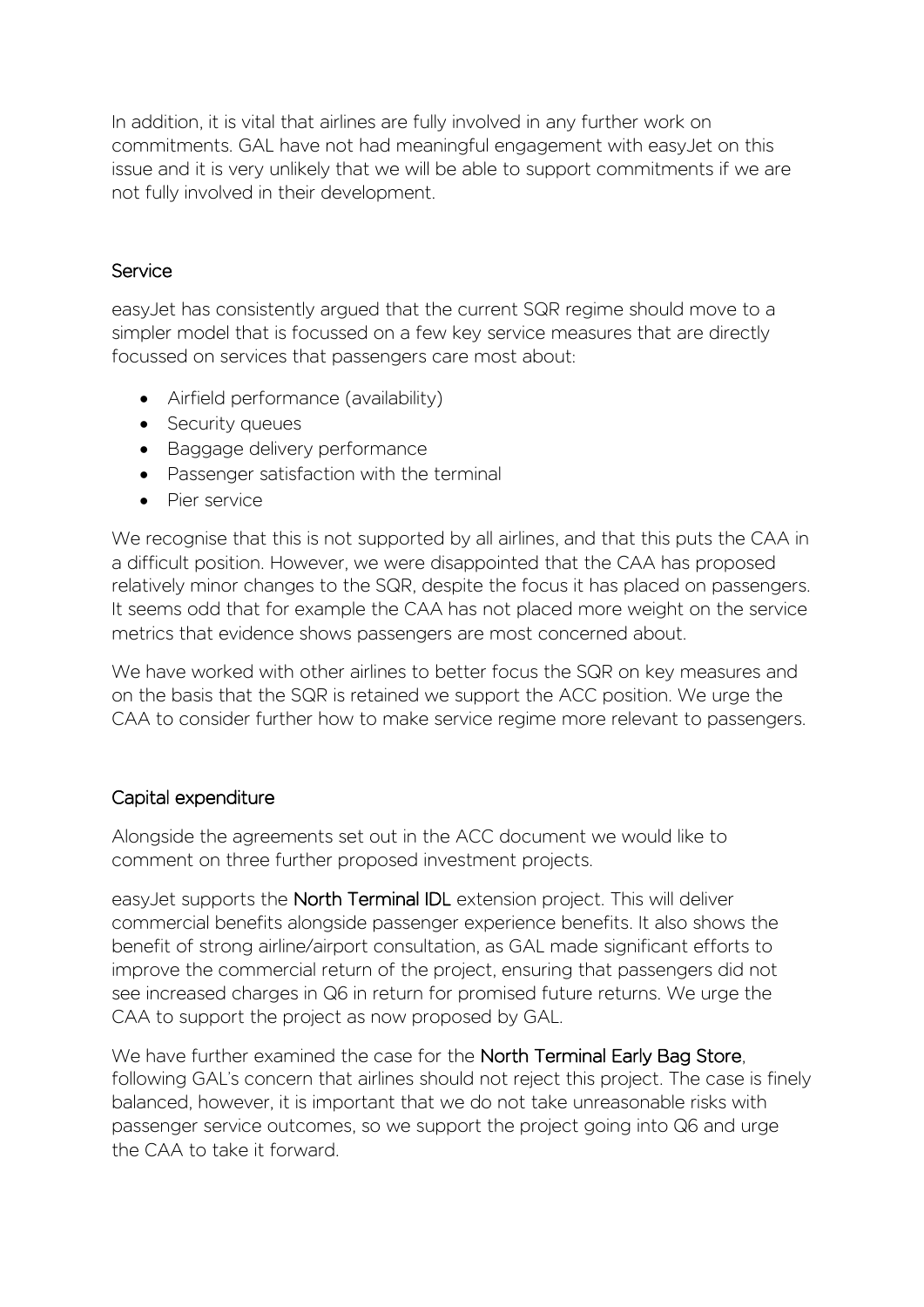In addition, it is vital that airlines are fully involved in any further work on commitments. GAL have not had meaningful engagement with easyJet on this issue and it is very unlikely that we will be able to support commitments if we are not fully involved in their development.

## Service

easyJet has consistently argued that the current SQR regime should move to a simpler model that is focussed on a few key service measures that are directly focussed on services that passengers care most about:

- Airfield performance (availability)
- Security queues
- Baggage delivery performance
- Passenger satisfaction with the terminal
- Pier service

We recognise that this is not supported by all airlines, and that this puts the CAA in a difficult position. However, we were disappointed that the CAA has proposed relatively minor changes to the SQR, despite the focus it has placed on passengers. It seems odd that for example the CAA has not placed more weight on the service metrics that evidence shows passengers are most concerned about.

We have worked with other airlines to better focus the SQR on key measures and on the basis that the SQR is retained we support the ACC position. We urge the CAA to consider further how to make service regime more relevant to passengers.

## Capital expenditure

Alongside the agreements set out in the ACC document we would like to comment on three further proposed investment projects.

easyJet supports the **North Terminal IDL** extension project. This will deliver commercial benefits alongside passenger experience benefits. It also shows the benefit of strong airline/airport consultation, as GAL made significant efforts to improve the commercial return of the project, ensuring that passengers did not see increased charges in Q6 in return for promised future returns. We urge the CAA to support the project as now proposed by GAL.

We have further examined the case for the **North Terminal Early Bag Store**, following GAL's concern that airlines should not reject this project. The case is finely balanced, however, it is important that we do not take unreasonable risks with passenger service outcomes, so we support the project going into Q6 and urge the CAA to take it forward.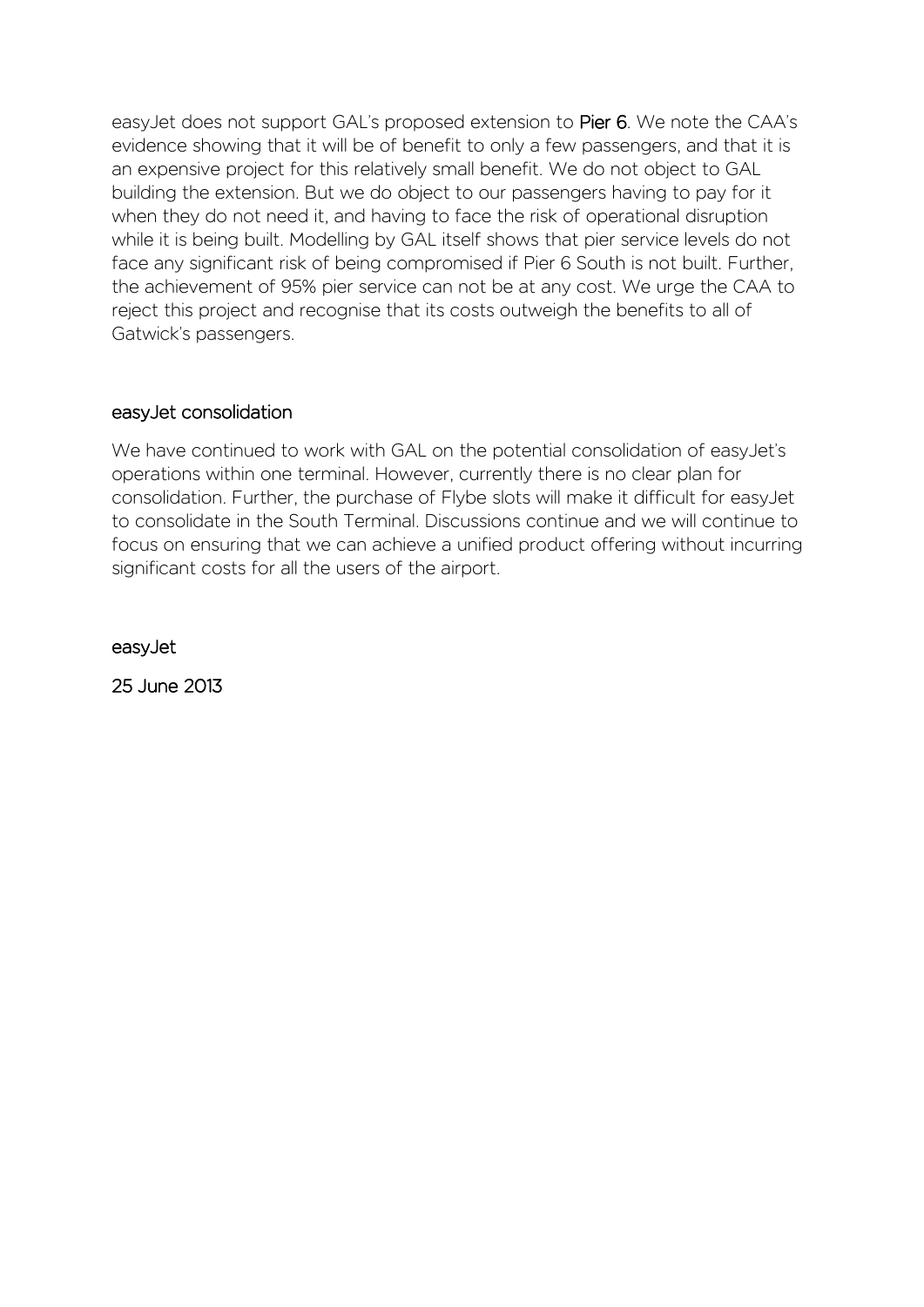easyJet does not support GAL's proposed extension to **Pier 6**. We note the CAA's evidence showing that it will be of benefit to only a few passengers, and that it is an expensive project for this relatively small benefit. We do not object to GAL building the extension. But we do object to our passengers having to pay for it when they do not need it, and having to face the risk of operational disruption while it is being built. Modelling by GAL itself shows that pier service levels do not face any significant risk of being compromised if Pier 6 South is not built. Further, the achievement of 95% pier service can not be at any cost. We urge the CAA to reject this project and recognise that its costs outweigh the benefits to all of Gatwick's passengers.

## easyJet consolidation

We have continued to work with GAL on the potential consolidation of easyJet's operations within one terminal. However, currently there is no clear plan for consolidation. Further, the purchase of Flybe slots will make it difficult for easyJet to consolidate in the South Terminal. Discussions continue and we will continue to focus on ensuring that we can achieve a unified product offering without incurring significant costs for all the users of the airport.

easyJet

25 June 2013